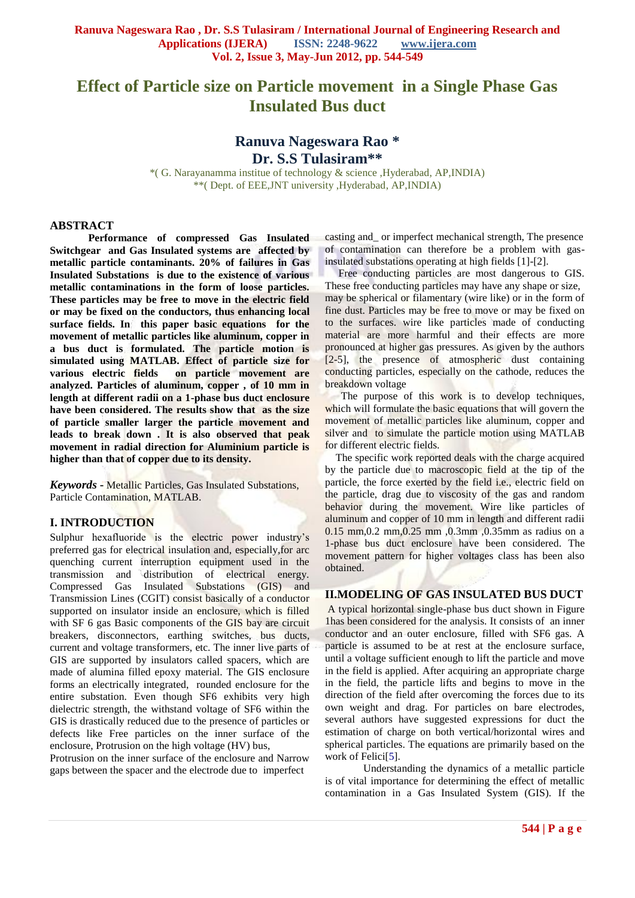# Effect of Particle size on Particle movement in a Single Phase Gas Insulated Bus duct

**Ranuva Nageswara Rao ***
**Dr. S.S Tulasiram****

*( G. Narayanamma institue of technology & science ,Hyderabad, AP,INDIA)
**( Dept. of EEE,JNT university ,Hyderabad, AP,INDIA)

## ABSTRACT

**Performance of compressed Gas Insulated Switchgear and Gas Insulated systems are affected by metallic particle contaminants. 20% of failures in Gas Insulated Substations is due to the existence of various metallic contaminations in the form of loose particles. These particles may be free to move in the electric field or may be fixed on the conductors, thus enhancing local surface fields. In this paper basic equations for the movement of metallic particles like aluminum, copper in a bus duct is formulated. The particle motion is simulated using MATLAB. Effect of particle size for various electric fields on particle movement are analyzed. Particles of aluminum, copper , of 10 mm in length at different radii on a 1-phase bus duct enclosure have been considered. The results show that as the size of particle smaller larger the particle movement and leads to break down . It is also observed that peak movement in radial direction for Aluminium particle is higher than that of copper due to its density.**

***Keywords -*** Metallic Particles, Gas Insulated Substations, Particle Contamination, MATLAB.

## I. INTRODUCTION

Sulphur hexafluoride is the electric power industry's preferred gas for electrical insulation and, especially,for arc quenching current interruption equipment used in the transmission and distribution of electrical energy. Compressed Gas Insulated Substations (GIS) and Transmission Lines (CGIT) consist basically of a conductor supported on insulator inside an enclosure, which is filled with SF 6 gas Basic components of the GIS bay are circuit breakers, disconnectors, earthing switches, bus ducts, current and voltage transformers, etc. The inner live parts of GIS are supported by insulators called spacers, which are made of alumina filled epoxy material. The GIS enclosure forms an electrically integrated, rounded enclosure for the entire substation. Even though SF6 exhibits very high dielectric strength, the withstand voltage of SF6 within the GIS is drastically reduced due to the presence of particles or defects like Free particles on the inner surface of the enclosure, Protrusion on the high voltage (HV) bus, Protrusion on the inner surface of the enclosure and Narrow gaps between the spacer and the electrode due to imperfect casting and_ or imperfect mechanical strength, The presence of contamination can therefore be a problem with gas-insulated substations operating at high fields [1]-[2].

Free conducting particles are most dangerous to GIS. These free conducting particles may have any shape or size, may be spherical or filamentary (wire like) or in the form of fine dust. Particles may be free to move or may be fixed on to the surfaces. wire like particles made of conducting material are more harmful and their effects are more pronounced at higher gas pressures. As given by the authors [2-5], the presence of atmospheric dust containing conducting particles, especially on the cathode, reduces the breakdown voltage

The purpose of this work is to develop techniques, which will formulate the basic equations that will govern the movement of metallic particles like aluminum, copper and silver and to simulate the particle motion using MATLAB for different electric fields.

The specific work reported deals with the charge acquired by the particle due to macroscopic field at the tip of the particle, the force exerted by the field i.e., electric field on the particle, drag due to viscosity of the gas and random behavior during the movement. Wire like particles of aluminum and copper of 10 mm in length and different radii 0.15 mm,0.2 mm,0.25 mm ,0.3mm ,0.35mm as radius on a 1-phase bus duct enclosure have been considered. The movement pattern for higher voltages class has been also obtained.

## II.MODELING OF GAS INSULATED BUS DUCT

A typical horizontal single-phase bus duct shown in Figure 1has been considered for the analysis. It consists of an inner conductor and an outer enclosure, filled with SF6 gas. A particle is assumed to be at rest at the enclosure surface, until a voltage sufficient enough to lift the particle and move in the field is applied. After acquiring an appropriate charge in the field, the particle lifts and begins to move in the direction of the field after overcoming the forces due to its own weight and drag. For particles on bare electrodes, several authors have suggested expressions for duct the estimation of charge on both vertical/horizontal wires and spherical particles. The equations are primarily based on the work of Felici[5].

Understanding the dynamics of a metallic particle is of vital importance for determining the effect of metallic contamination in a Gas Insulated System (GIS). If the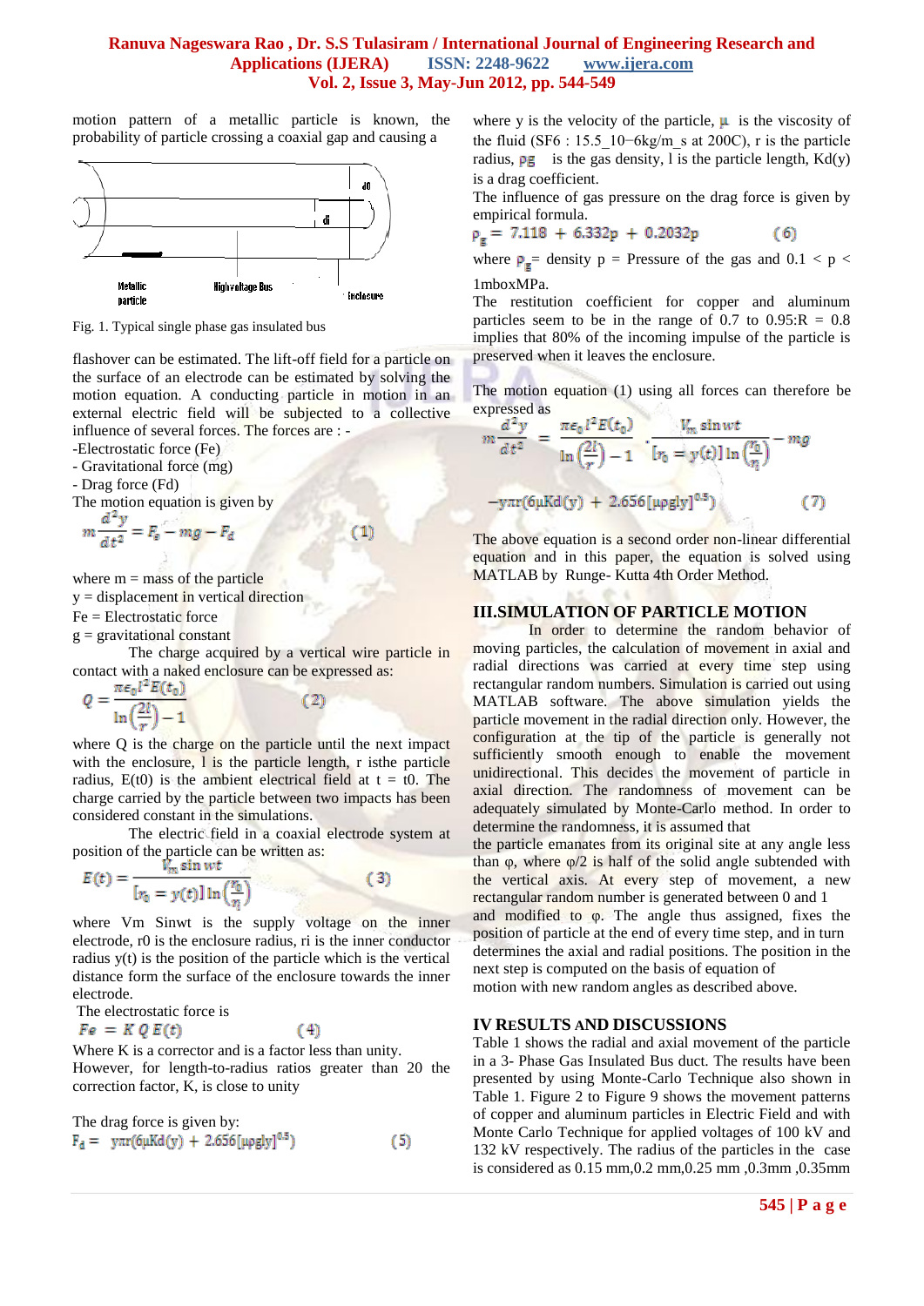motion pattern of a metallic particle is known, the probability of particle crossing a coaxial gap and causing a

Fig. 1. Typical single phase gas insulated bus

flashover can be estimated. The lift-off field for a particle on the surface of an electrode can be estimated by solving the motion equation. A conducting particle in motion in an external electric field will be subjected to a collective influence of several forces. The forces are : -

-Electrostatic force (Fe)
- Gravitational force (mg)
- Drag force (Fd)

The motion equation is given by

$$m\frac{d^2y}{dt^2} = F_e - mg - F_d \qquad (1)$$

where m = mass of the particle
y = displacement in vertical direction
Fe = Electrostatic force
g = gravitational constant

The charge acquired by a vertical wire particle in contact with a naked enclosure can be expressed as:

$$Q = \frac{\pi\epsilon_0 l^2 E(t_0)}{\ln\left(\frac{2l}{r}\right) - 1} \qquad (2)$$

where Q is the charge on the particle until the next impact with the enclosure, l is the particle length, r isthe particle radius, E(t0) is the ambient electrical field at t = t0. The charge carried by the particle between two impacts has been considered constant in the simulations.

The electric field in a coaxial electrode system at position of the particle can be written as:

$$E(t) = \frac{V_m \sin wt}{[r_0 = y(t)]\ln\left(\frac{r_0}{r_i}\right)} \qquad (3)$$

where Vm Sinwt is the supply voltage on the inner electrode, r0 is the enclosure radius, ri is the inner conductor radius y(t) is the position of the particle which is the vertical distance form the surface of the enclosure towards the inner electrode.

The electrostatic force is

$$Fe = K\,Q\,E(t) \qquad (4)$$

Where K is a corrector and is a factor less than unity. However, for length-to-radius ratios greater than 20 the correction factor, K, is close to unity

The drag force is given by:

$$F_d = y\pi r(6\mu K d(y) + 2.656[\mu\rho g l y]^{0.5}) \qquad (5)$$

where y is the velocity of the particle, μ is the viscosity of the fluid (SF6 : 15.5_10−6kg/m_s at 200C), r is the particle radius, ρg is the gas density, l is the particle length, Kd(y) is a drag coefficient.

The influence of gas pressure on the drag force is given by empirical formula.

$$\rho_g = 7.118 + 6.332p + 0.2032p \qquad (6)$$

where $\rho_g$= density p = Pressure of the gas and 0.1 < p < 1mboxMPa.

The restitution coefficient for copper and aluminum particles seem to be in the range of 0.7 to 0.95:R = 0.8 implies that 80% of the incoming impulse of the particle is preserved when it leaves the enclosure.

The motion equation (1) using all forces can therefore be expressed as

$$m\frac{d^2y}{dt^2} = \frac{\pi\epsilon_0 l^2 E(t_0)}{\ln\left(\frac{2l}{r}\right) - 1} \cdot \frac{V_m \sin wt}{[r_0 = y(t)]\ln\left(\frac{r_0}{r_i}\right)} - mg$$

$$-y\pi r(6\mu K d(y) + 2.656[\mu\rho g l y]^{0.5}) \qquad (7)$$

The above equation is a second order non-linear differential equation and in this paper, the equation is solved using MATLAB by Runge- Kutta 4th Order Method.

## III.SIMULATION OF PARTICLE MOTION

In order to determine the random behavior of moving particles, the calculation of movement in axial and radial directions was carried at every time step using rectangular random numbers. Simulation is carried out using MATLAB software. The above simulation yields the particle movement in the radial direction only. However, the configuration at the tip of the particle is generally not sufficiently smooth enough to enable the movement unidirectional. This decides the movement of particle in axial direction. The randomness of movement can be adequately simulated by Monte-Carlo method. In order to determine the randomness, it is assumed that the particle emanates from its original site at any angle less than φ, where φ/2 is half of the solid angle subtended with the vertical axis. At every step of movement, a new rectangular random number is generated between 0 and 1 and modified to φ. The angle thus assigned, fixes the position of particle at the end of every time step, and in turn determines the axial and radial positions. The position in the next step is computed on the basis of equation of motion with new random angles as described above.

## IV RESULTS AND DISCUSSIONS

Table 1 shows the radial and axial movement of the particle in a 3- Phase Gas Insulated Bus duct. The results have been presented by using Monte-Carlo Technique also shown in Table 1. Figure 2 to Figure 9 shows the movement patterns of copper and aluminum particles in Electric Field and with Monte Carlo Technique for applied voltages of 100 kV and 132 kV respectively. The radius of the particles in the case is considered as 0.15 mm,0.2 mm,0.25 mm ,0.3mm ,0.35mm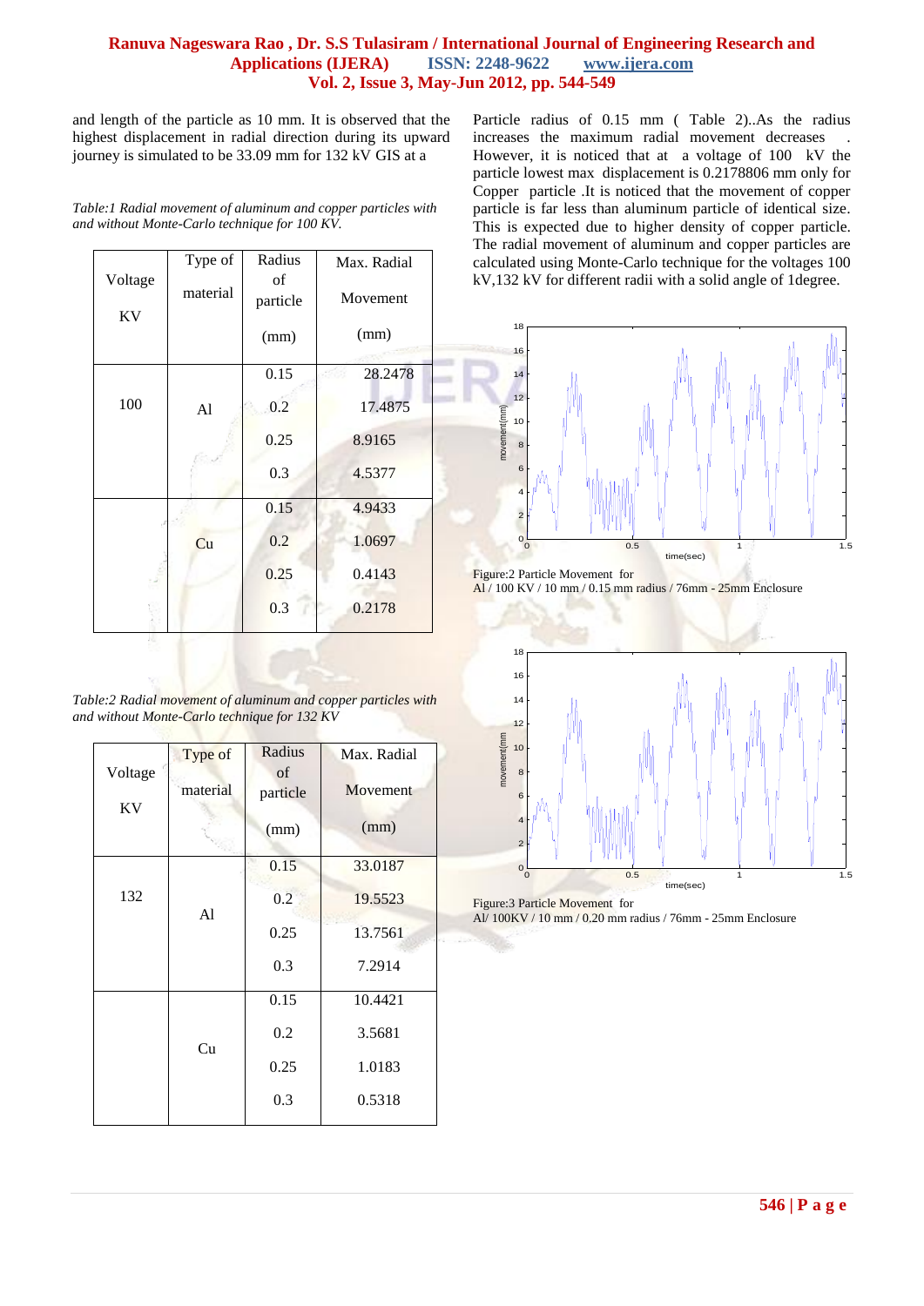and length of the particle as 10 mm. It is observed that the highest displacement in radial direction during its upward journey is simulated to be 33.09 mm for 132 kV GIS at a Particle radius of 0.15 mm ( Table 2)..As the radius increases the maximum radial movement decreases . However, it is noticed that at a voltage of 100 kV the particle lowest max displacement is 0.2178806 mm only for Copper particle .It is noticed that the movement of copper particle is far less than aluminum particle of identical size. This is expected due to higher density of copper particle. The radial movement of aluminum and copper particles are calculated using Monte-Carlo technique for the voltages 100 kV,132 kV for different radii with a solid angle of 1degree.

*Table:1 Radial movement of aluminum and copper particles with and without Monte-Carlo technique for 100 KV.*

| Voltage KV | Type of material | Radius of particle (mm) | Max. Radial Movement (mm) |
|---|---|---|---|
| 100 | Al | 0.15 | 28.2478 |
| | | 0.2 | 17.4875 |
| | | 0.25 | 8.9165 |
| | | 0.3 | 4.5377 |
| | Cu | 0.15 | 4.9433 |
| | | 0.2 | 1.0697 |
| | | 0.25 | 0.4143 |
| | | 0.3 | 0.2178 |

*Table:2 Radial movement of aluminum and copper particles with and without Monte-Carlo technique for 132 KV*

| Voltage KV | Type of material | Radius of particle (mm) | Max. Radial Movement (mm) |
|---|---|---|---|
| 132 | Al | 0.15 | 33.0187 |
| | | 0.2 | 19.5523 |
| | | 0.25 | 13.7561 |
| | | 0.3 | 7.2914 |
| | Cu | 0.15 | 10.4421 |
| | | 0.2 | 3.5681 |
| | | 0.25 | 1.0183 |
| | | 0.3 | 0.5318 |

Figure:2 Particle Movement for
Al / 100 KV / 10 mm / 0.15 mm radius / 76mm - 25mm Enclosure

Figure:3 Particle Movement for
Al/ 100KV / 10 mm / 0.20 mm radius / 76mm - 25mm Enclosure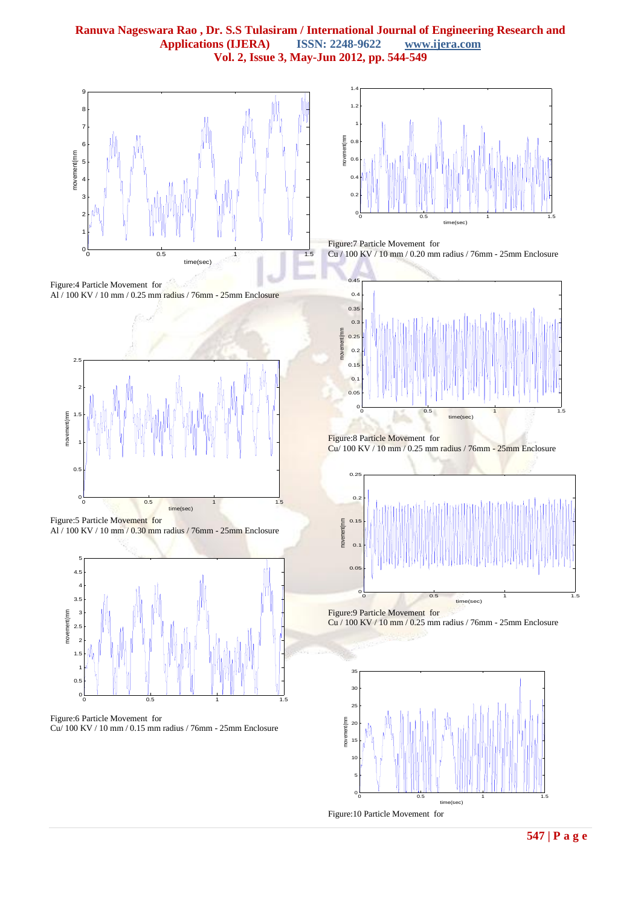Figure:4 Particle Movement for
Al / 100 KV / 10 mm / 0.25 mm radius / 76mm - 25mm Enclosure

Figure:5 Particle Movement for
Al / 100 KV / 10 mm / 0.30 mm radius / 76mm - 25mm Enclosure

Figure:6 Particle Movement for
Cu/ 100 KV / 10 mm / 0.15 mm radius / 76mm - 25mm Enclosure

Figure:7 Particle Movement for
Cu / 100 KV / 10 mm / 0.20 mm radius / 76mm - 25mm Enclosure

Figure:8 Particle Movement for
Cu/ 100 KV / 10 mm / 0.25 mm radius / 76mm - 25mm Enclosure

Figure:9 Particle Movement for
Cu / 100 KV / 10 mm / 0.25 mm radius / 76mm - 25mm Enclosure

Figure:10 Particle Movement for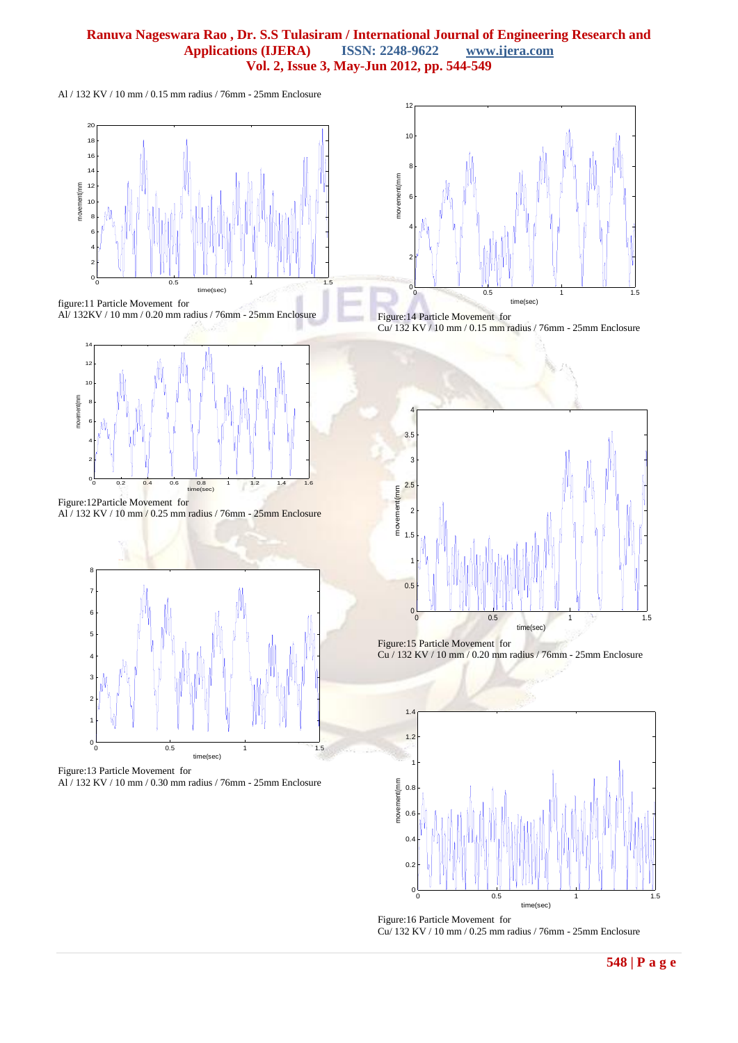Al / 132 KV / 10 mm / 0.15 mm radius / 76mm - 25mm Enclosure

figure:11 Particle Movement for
Al/ 132KV / 10 mm / 0.20 mm radius / 76mm - 25mm Enclosure

Figure:12Particle Movement for
Al / 132 KV / 10 mm / 0.25 mm radius / 76mm - 25mm Enclosure

Figure:13 Particle Movement for
Al / 132 KV / 10 mm / 0.30 mm radius / 76mm - 25mm Enclosure

Figure:14 Particle Movement for
Cu/ 132 KV / 10 mm / 0.15 mm radius / 76mm - 25mm Enclosure

Figure:15 Particle Movement for
Cu / 132 KV / 10 mm / 0.20 mm radius / 76mm - 25mm Enclosure

Figure:16 Particle Movement for
Cu/ 132 KV / 10 mm / 0.25 mm radius / 76mm - 25mm Enclosure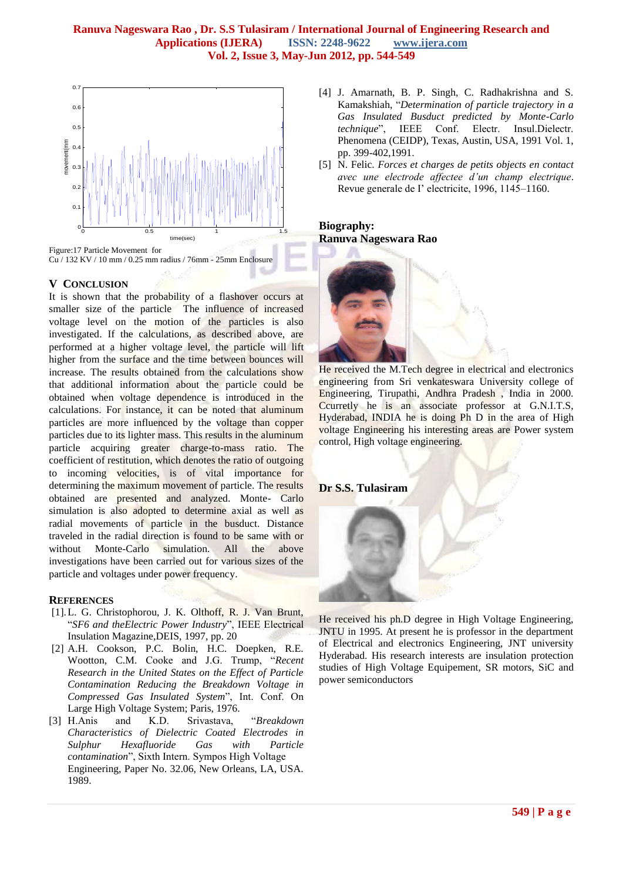0.7
0.6
0.5
0.4
0.3
0.2
0.1
0
movement(mm
0 0.5 1 1.5
time(sec)

Figure:17 Particle Movement for
Cu / 132 KV / 10 mm / 0.25 mm radius / 76mm - 25mm Enclosure

## V CONCLUSION

It is shown that the probability of a flashover occurs at smaller size of the particle The influence of increased voltage level on the motion of the particles is also investigated. If the calculations, as described above, are performed at a higher voltage level, the particle will lift higher from the surface and the time between bounces will increase. The results obtained from the calculations show that additional information about the particle could be obtained when voltage dependence is introduced in the calculations. For instance, it can be noted that aluminum particles are more influenced by the voltage than copper particles due to its lighter mass. This results in the aluminum particle acquiring greater charge-to-mass ratio. The coefficient of restitution, which denotes the ratio of outgoing to incoming velocities, is of vital importance for determining the maximum movement of particle. The results obtained are presented and analyzed. Monte- Carlo simulation is also adopted to determine axial as well as radial movements of particle in the busduct. Distance traveled in the radial direction is found to be same with or without Monte-Carlo simulation. All the above investigations have been carried out for various sizes of the particle and voltages under power frequency.

## REFERENCES

[1]. L. G. Christophorou, J. K. Olthoff, R. J. Van Brunt, "*SF6 and theElectric Power Industry*", IEEE Electrical Insulation Magazine,DEIS, 1997, pp. 20

[2] A.H. Cookson, P.C. Bolin, H.C. Doepken, R.E. Wootton, C.M. Cooke and J.G. Trump, "*Recent Research in the United States on the Effect of Particle Contamination Reducing the Breakdown Voltage in Compressed Gas Insulated System*", Int. Conf. On Large High Voltage System; Paris, 1976.

[3] H.Anis and K.D. Srivastava, "*Breakdown Characteristics of Dielectric Coated Electrodes in Sulphur Hexafluoride Gas with Particle contamination*", Sixth Intern. Sympos High Voltage Engineering, Paper No. 32.06, New Orleans, LA, USA. 1989.

[4] J. Amarnath, B. P. Singh, C. Radhakrishna and S. Kamakshiah, "*Determination of particle trajectory in a Gas Insulated Busduct predicted by Monte-Carlo technique*", IEEE Conf. Electr. Insul.Dielectr. Phenomena (CEIDP), Texas, Austin, USA, 1991 Vol. 1, pp. 399-402,1991.

[5] N. Felic. *Forces et charges de petits objects en contact avec une electrode affectee d'un champ electrique*. Revue generale de I' electricite, 1996, 1145–1160.

## Biography:

**Ranuva Nageswara Rao**

He received the M.Tech degree in electrical and electronics engineering from Sri venkateswara University college of Engineering, Tirupathi, Andhra Pradesh , India in 2000. Ccurretly he is an associate professor at G.N.I.T.S, Hyderabad, INDIA he is doing Ph D in the area of High voltage Engineering his interesting areas are Power system control, High voltage engineering.

**Dr S.S. Tulasiram**

He received his ph.D degree in High Voltage Engineering, JNTU in 1995. At present he is professor in the department of Electrical and electronics Engineering, JNT university Hyderabad. His research interests are insulation protection studies of High Voltage Equipement, SR motors, SiC and power semiconductors